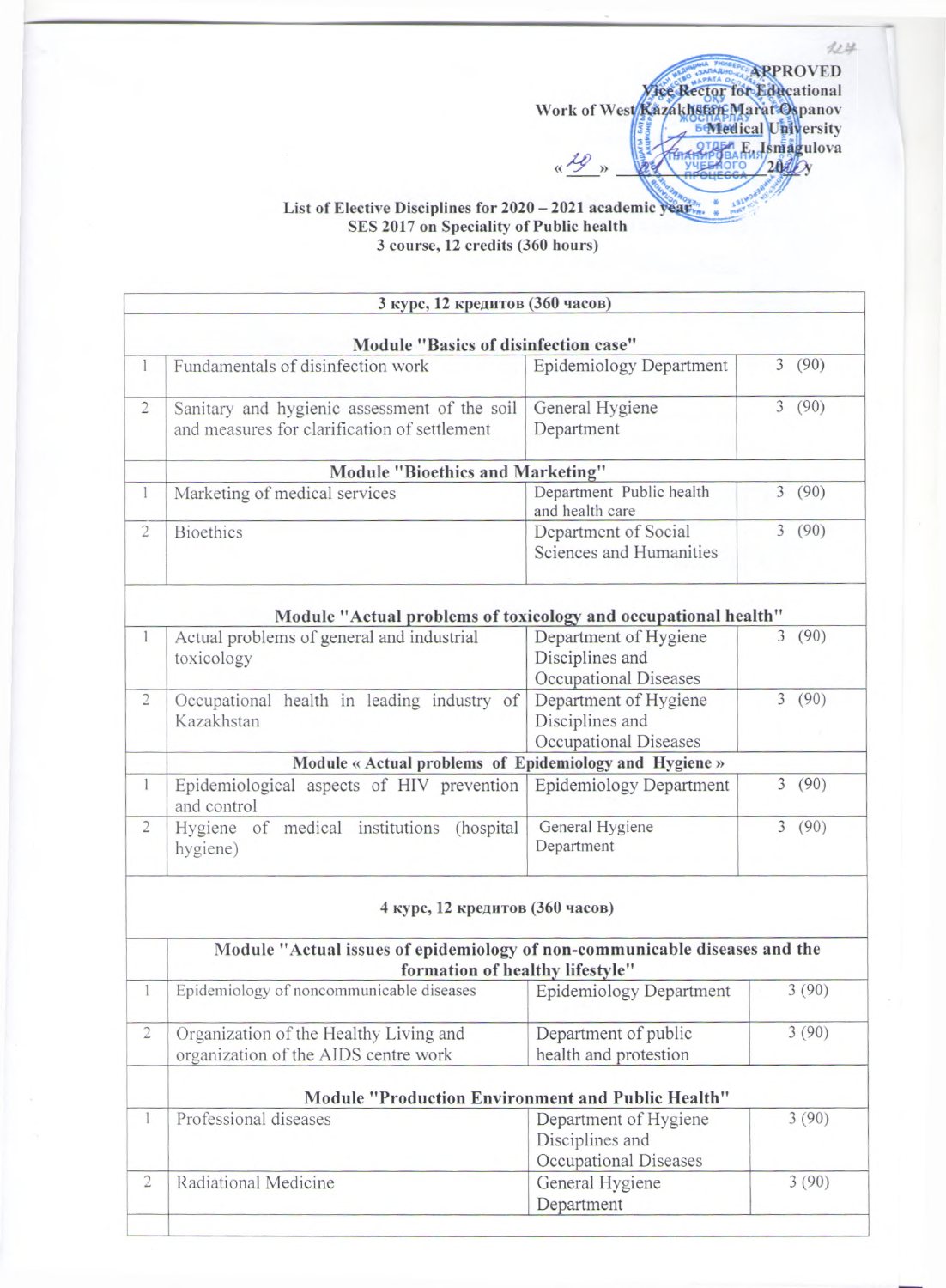**APPROVED**
**Vice Rector for Educational Work of West Kazakhstan Marat Ospanov Medical University**
**\_\_\_\_\_\_ E. Ismagulova**
**«29» \_\_\_\_\_\_ 2020 y**

**List of Elective Disciplines for 2020 – 2021 academic year**
**SES 2017 on Speciality of Public health**
**3 course, 12 credits (360 hours)**

| | | | |
|---|---|---|---|
| **3 курс, 12 кредитов (360 часов)** | | | |
| **Module "Basics of disinfection case"** | | | |
| 1 | Fundamentals of disinfection work | Epidemiology Department | 3 (90) |
| 2 | Sanitary and hygienic assessment of the soil and measures for clarification of settlement | General Hygiene Department | 3 (90) |
| | **Module "Bioethics and Marketing"** | | |
| 1 | Marketing of medical services | Department Public health and health care | 3 (90) |
| 2 | Bioethics | Department of Social Sciences and Humanities | 3 (90) |
| **Module "Actual problems of toxicology and occupational health"** | | | |
| 1 | Actual problems of general and industrial toxicology | Department of Hygiene Disciplines and Occupational Diseases | 3 (90) |
| 2 | Occupational health in leading industry of Kazakhstan | Department of Hygiene Disciplines and Occupational Diseases | 3 (90) |
| | **Module « Actual problems of Epidemiology and Hygiene »** | | |
| 1 | Epidemiological aspects of HIV prevention and control | Epidemiology Department | 3 (90) |
| 2 | Hygiene of medical institutions (hospital hygiene) | General Hygiene Department | 3 (90) |
| **4 курс, 12 кредитов (360 часов)** | | | |
| | **Module "Actual issues of epidemiology of non-communicable diseases and the formation of healthy lifestyle"** | | |
| 1 | Epidemiology of noncommunicable diseases | Epidemiology Department | 3 (90) |
| 2 | Organization of the Healthy Living and organization of the AIDS centre work | Department of public health and protestion | 3 (90) |
| | **Module "Production Environment and Public Health"** | | |
| 1 | Professional diseases | Department of Hygiene Disciplines and Occupational Diseases | 3 (90) |
| 2 | Radiational Medicine | General Hygiene Department | 3 (90) |
| | | | |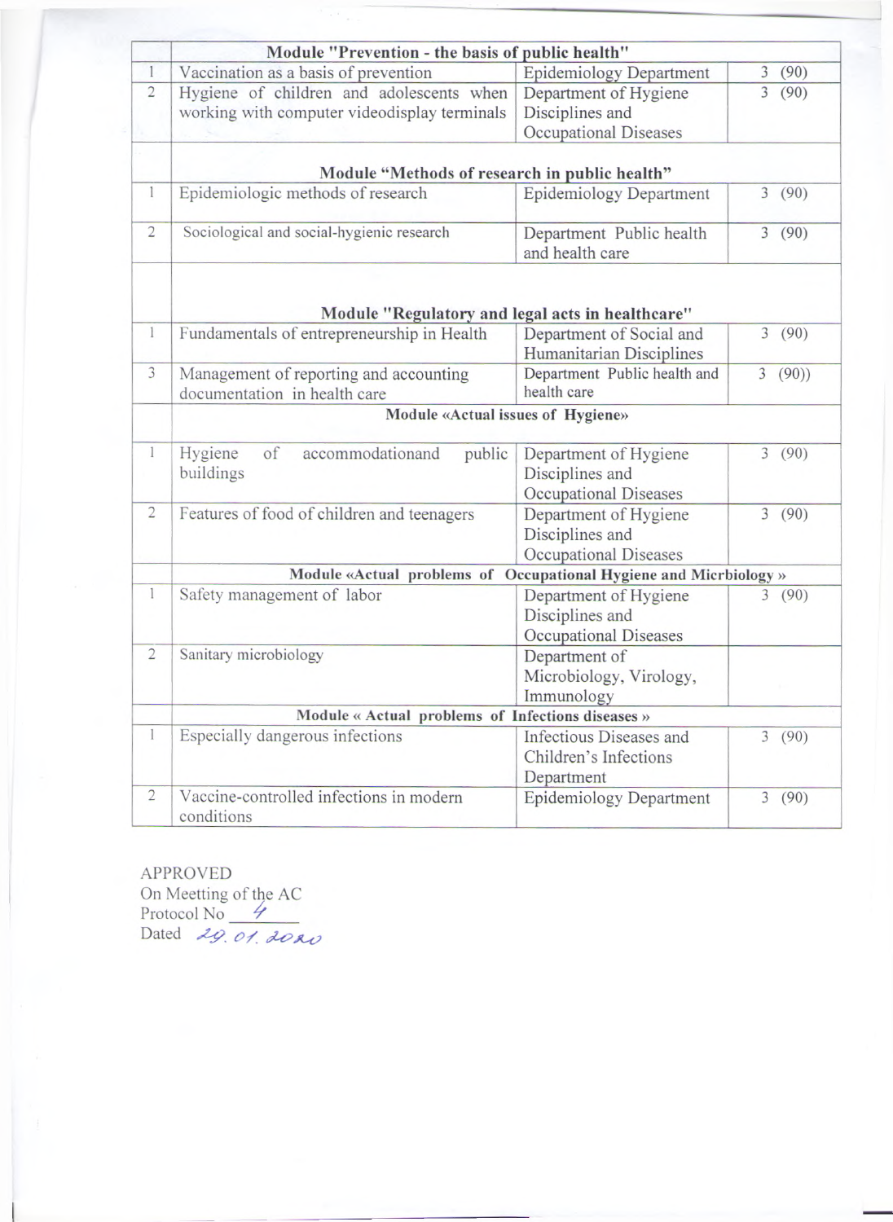| | | | |
|---|---|---|---|
| | **Module "Prevention - the basis of public health"** | | |
| 1 | Vaccination as a basis of prevention | Epidemiology Department | 3 (90) |
| 2 | Hygiene of children and adolescents when working with computer videodisplay terminals | Department of Hygiene Disciplines and Occupational Diseases | 3 (90) |
| | **Module "Methods of research in public health"** | | |
| 1 | Epidemiologic methods of research | Epidemiology Department | 3 (90) |
| 2 | Sociological and social-hygienic research | Department Public health and health care | 3 (90) |
| | **Module "Regulatory and legal acts in healthcare"** | | |
| 1 | Fundamentals of entrepreneurship in Health | Department of Social and Humanitarian Disciplines | 3 (90) |
| 3 | Management of reporting and accounting documentation in health care | Department Public health and health care | 3 (90)) |
| | **Module «Actual issues of Hygiene»** | | |
| 1 | Hygiene of accommodationand public buildings | Department of Hygiene Disciplines and Occupational Diseases | 3 (90) |
| 2 | Features of food of children and teenagers | Department of Hygiene Disciplines and Occupational Diseases | 3 (90) |
| | **Module «Actual problems of Occupational Hygiene and Micrbiology »** | | |
| 1 | Safety management of labor | Department of Hygiene Disciplines and Occupational Diseases | 3 (90) |
| 2 | Sanitary microbiology | Department of Microbiology, Virology, Immunology | |
| | **Module « Actual problems of Infections diseases »** | | |
| 1 | Especially dangerous infections | Infectious Diseases and Children's Infections Department | 3 (90) |
| 2 | Vaccine-controlled infections in modern conditions | Epidemiology Department | 3 (90) |

APPROVED
On Meetting of the AC
Protocol No 4
Dated 29.01.2020